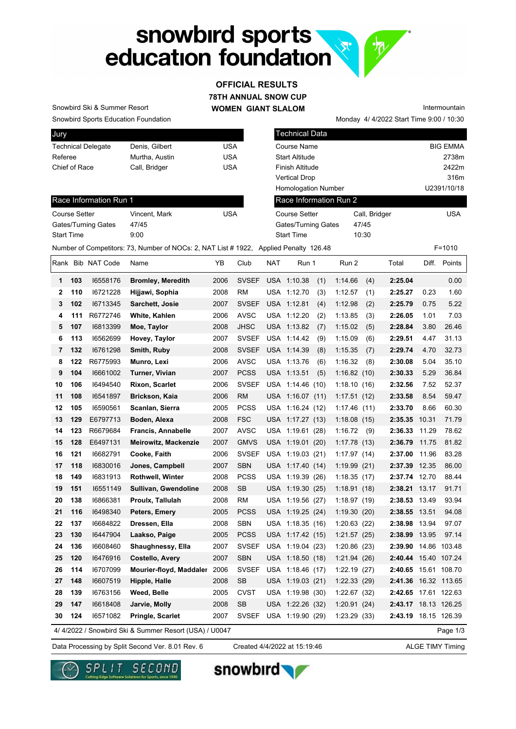# snowbird sports education foundation

## OFFICIAL RESULTS

### 78TH ANNUAL SNOW CUP

### WOMEN GIANT SLALOM

Snowbird Ski & Summer Resort
Snowbird Sports Education Foundation

Intermountain
Monday 4/ 4/2022 Start Time 9:00 / 10:30

| Jury | | |
|---|---|---|
| Technical Delegate | Denis, Gilbert | USA |
| Referee | Murtha, Austin | USA |
| Chief of Race | Call, Bridger | USA |

| Technical Data | |
|---|---|
| Course Name | BIG EMMA |
| Start Altitude | 2738m |
| Finish Altitude | 2422m |
| Vertical Drop | 316m |
| Homologation Number | U2391/10/18 |

| Race Information Run 1 | | |
|---|---|---|
| Course Setter | Vincent, Mark | USA |
| Gates/Turning Gates | 47/45 | |
| Start Time | 9:00 | |

| Race Information Run 2 | | |
|---|---|---|
| Course Setter | Call, Bridger | USA |
| Gates/Turning Gates | 47/45 | |
| Start Time | 10:30 | |

Number of Competitors: 73, Number of NOCs: 2, NAT List # 1922, Applied Penalty 126.48 F=1010

| Rank | Bib | NAT Code | Name | YB | Club | NAT | Run 1 | Run 2 | Total | Diff. | Points |
|---|---|---|---|---|---|---|---|---|---|---|---|
| 1 | 103 | I6558176 | **Bromley, Meredith** | 2006 | SVSEF | USA | 1:10.38 (1) | 1:14.66 (4) | **2:25.04** | | 0.00 |
| 2 | 110 | I6721228 | **Hijjawi, Sophia** | 2008 | RM | USA | 1:12.70 (3) | 1:12.57 (1) | **2:25.27** | 0.23 | 1.60 |
| 3 | 102 | I6713345 | **Sarchett, Josie** | 2007 | SVSEF | USA | 1:12.81 (4) | 1:12.98 (2) | **2:25.79** | 0.75 | 5.22 |
| 4 | 111 | R6772746 | **White, Kahlen** | 2006 | AVSC | USA | 1:12.20 (2) | 1:13.85 (3) | **2:26.05** | 1.01 | 7.03 |
| 5 | 107 | I6813399 | **Moe, Taylor** | 2008 | JHSC | USA | 1:13.82 (7) | 1:15.02 (5) | **2:28.84** | 3.80 | 26.46 |
| 6 | 113 | I6562699 | **Hovey, Taylor** | 2007 | SVSEF | USA | 1:14.42 (9) | 1:15.09 (6) | **2:29.51** | 4.47 | 31.13 |
| 7 | 132 | I6761298 | **Smith, Ruby** | 2008 | SVSEF | USA | 1:14.39 (8) | 1:15.35 (7) | **2:29.74** | 4.70 | 32.73 |
| 8 | 122 | R6775993 | **Munro, Lexi** | 2006 | AVSC | USA | 1:13.76 (6) | 1:16.32 (8) | **2:30.08** | 5.04 | 35.10 |
| 9 | 104 | I6661002 | **Turner, Vivian** | 2007 | PCSS | USA | 1:13.51 (5) | 1:16.82 (10) | **2:30.33** | 5.29 | 36.84 |
| 10 | 106 | I6494540 | **Rixon, Scarlet** | 2006 | SVSEF | USA | 1:14.46 (10) | 1:18.10 (16) | **2:32.56** | 7.52 | 52.37 |
| 11 | 108 | I6541897 | **Brickson, Kaia** | 2006 | RM | USA | 1:16.07 (11) | 1:17.51 (12) | **2:33.58** | 8.54 | 59.47 |
| 12 | 105 | I6590561 | **Scanlan, Sierra** | 2005 | PCSS | USA | 1:16.24 (12) | 1:17.46 (11) | **2:33.70** | 8.66 | 60.30 |
| 13 | 129 | E6797713 | **Boden, Alexa** | 2008 | FSC | USA | 1:17.27 (13) | 1:18.08 (15) | **2:35.35** | 10.31 | 71.79 |
| 14 | 123 | R6679684 | **Francis, Annabelle** | 2007 | AVSC | USA | 1:19.61 (28) | 1:16.72 (9) | **2:36.33** | 11.29 | 78.62 |
| 15 | 128 | E6497131 | **Meirowitz, Mackenzie** | 2007 | GMVS | USA | 1:19.01 (20) | 1:17.78 (13) | **2:36.79** | 11.75 | 81.82 |
| 16 | 121 | I6682791 | **Cooke, Faith** | 2006 | SVSEF | USA | 1:19.03 (21) | 1:17.97 (14) | **2:37.00** | 11.96 | 83.28 |
| 17 | 118 | I6830016 | **Jones, Campbell** | 2007 | SBN | USA | 1:17.40 (14) | 1:19.99 (21) | **2:37.39** | 12.35 | 86.00 |
| 18 | 149 | I6831913 | **Rothwell, Winter** | 2008 | PCSS | USA | 1:19.39 (26) | 1:18.35 (17) | **2:37.74** | 12.70 | 88.44 |
| 19 | 151 | I6551149 | **Sullivan, Gwendoline** | 2008 | SB | USA | 1:19.30 (25) | 1:18.91 (18) | **2:38.21** | 13.17 | 91.71 |
| 20 | 138 | I6866381 | **Proulx, Tallulah** | 2008 | RM | USA | 1:19.56 (27) | 1:18.97 (19) | **2:38.53** | 13.49 | 93.94 |
| 21 | 116 | I6498340 | **Peters, Emery** | 2005 | PCSS | USA | 1:19.25 (24) | 1:19.30 (20) | **2:38.55** | 13.51 | 94.08 |
| 22 | 137 | I6684822 | **Dressen, Ella** | 2008 | SBN | USA | 1:18.35 (16) | 1:20.63 (22) | **2:38.98** | 13.94 | 97.07 |
| 23 | 130 | I6447904 | **Laakso, Paige** | 2005 | PCSS | USA | 1:17.42 (15) | 1:21.57 (25) | **2:38.99** | 13.95 | 97.14 |
| 24 | 136 | I6608460 | **Shaughnessy, Ella** | 2007 | SVSEF | USA | 1:19.04 (23) | 1:20.86 (23) | **2:39.90** | 14.86 | 103.48 |
| 25 | 120 | I6476916 | **Costello, Avery** | 2007 | SBN | USA | 1:18.50 (18) | 1:21.94 (26) | **2:40.44** | 15.40 | 107.24 |
| 26 | 114 | I6707099 | **Mourier-floyd, Maddaler** | 2006 | SVSEF | USA | 1:18.46 (17) | 1:22.19 (27) | **2:40.65** | 15.61 | 108.70 |
| 27 | 148 | I6607519 | **Hipple, Halle** | 2008 | SB | USA | 1:19.03 (21) | 1:22.33 (29) | **2:41.36** | 16.32 | 113.65 |
| 28 | 139 | I6763156 | **Weed, Belle** | 2005 | CVST | USA | 1:19.98 (30) | 1:22.67 (32) | **2:42.65** | 17.61 | 122.63 |
| 29 | 147 | I6618408 | **Jarvie, Molly** | 2008 | SB | USA | 1:22.26 (32) | 1:20.91 (24) | **2:43.17** | 18.13 | 126.25 |
| 30 | 124 | I6571082 | **Pringle, Scarlet** | 2007 | SVSEF | USA | 1:19.90 (29) | 1:23.29 (33) | **2:43.19** | 18.15 | 126.39 |

4/ 4/2022 / Snowbird Ski & Summer Resort (USA) / U0047

Data Processing by Split Second Ver. 8.01 Rev. 6 Created 4/4/2022 at 15:19:46 ALGE TIMY Timing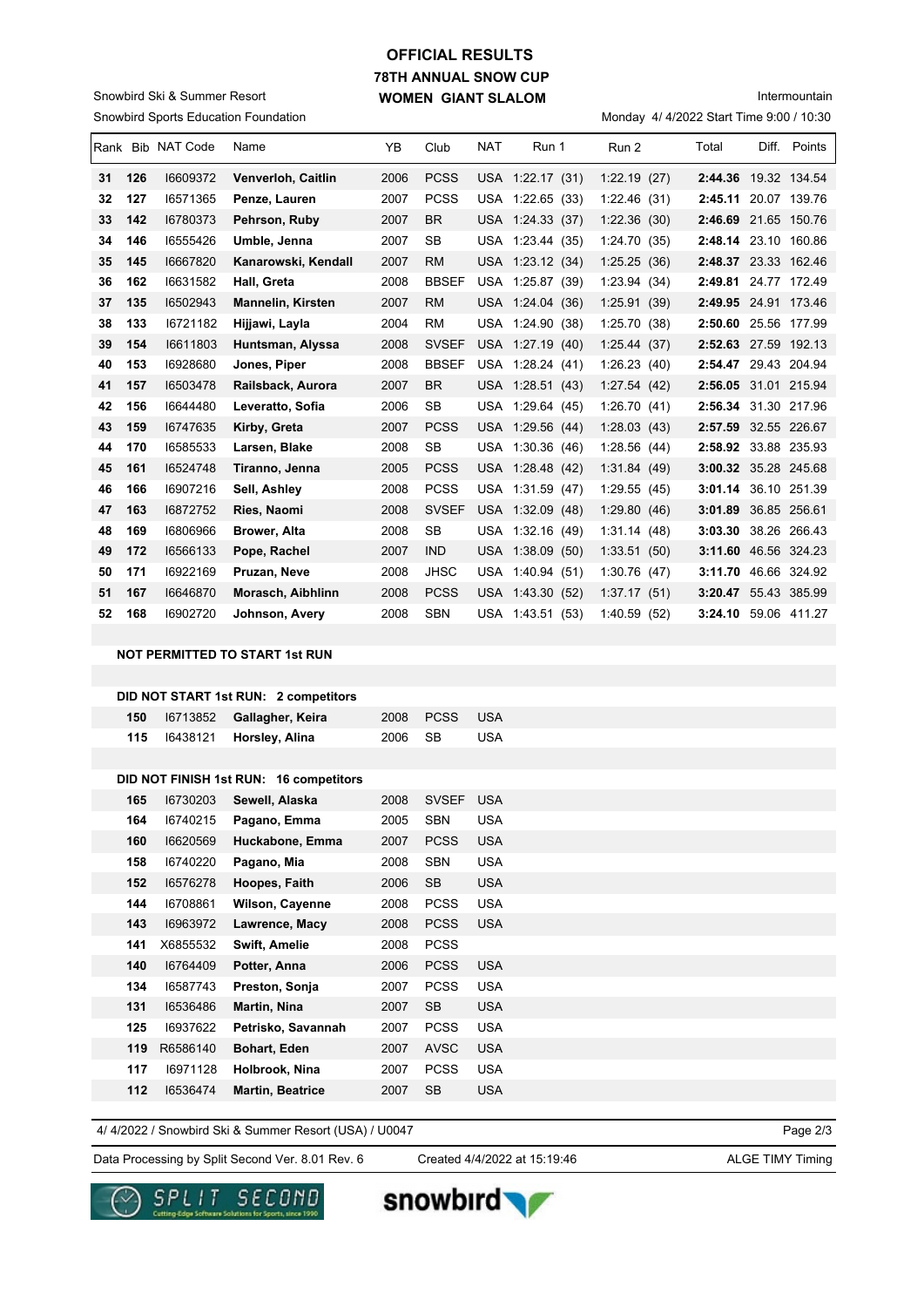# OFFICIAL RESULTS
## 78TH ANNUAL SNOW CUP
## WOMEN GIANT SLALOM

Snowbird Ski & Summer Resort

Snowbird Sports Education Foundation

Intermountain

Monday 4/ 4/2022 Start Time 9:00 / 10:30

| Rank | Bib | NAT Code | Name | YB | Club | NAT | Run 1 | Run 2 | Total | Diff. | Points |
|---|---|---|---|---|---|---|---|---|---|---|---|
| 31 | 126 | I6609372 | **Venverloh, Caitlin** | 2006 | PCSS | USA | 1:22.17 (31) | 1:22.19 (27) | **2:44.36** | 19.32 | 134.54 |
| 32 | 127 | I6571365 | **Penze, Lauren** | 2007 | PCSS | USA | 1:22.65 (33) | 1:22.46 (31) | **2:45.11** | 20.07 | 139.76 |
| 33 | 142 | I6780373 | **Pehrson, Ruby** | 2007 | BR | USA | 1:24.33 (37) | 1:22.36 (30) | **2:46.69** | 21.65 | 150.76 |
| 34 | 146 | I6555426 | **Umble, Jenna** | 2007 | SB | USA | 1:23.44 (35) | 1:24.70 (35) | **2:48.14** | 23.10 | 160.86 |
| 35 | 145 | I6667820 | **Kanarowski, Kendall** | 2007 | RM | USA | 1:23.12 (34) | 1:25.25 (36) | **2:48.37** | 23.33 | 162.46 |
| 36 | 162 | I6631582 | **Hall, Greta** | 2008 | BBSEF | USA | 1:25.87 (39) | 1:23.94 (34) | **2:49.81** | 24.77 | 172.49 |
| 37 | 135 | I6502943 | **Mannelin, Kirsten** | 2007 | RM | USA | 1:24.04 (36) | 1:25.91 (39) | **2:49.95** | 24.91 | 173.46 |
| 38 | 133 | I6721182 | **Hijjawi, Layla** | 2004 | RM | USA | 1:24.90 (38) | 1:25.70 (38) | **2:50.60** | 25.56 | 177.99 |
| 39 | 154 | I6611803 | **Huntsman, Alyssa** | 2008 | SVSEF | USA | 1:27.19 (40) | 1:25.44 (37) | **2:52.63** | 27.59 | 192.13 |
| 40 | 153 | I6928680 | **Jones, Piper** | 2008 | BBSEF | USA | 1:28.24 (41) | 1:26.23 (40) | **2:54.47** | 29.43 | 204.94 |
| 41 | 157 | I6503478 | **Railsback, Aurora** | 2007 | BR | USA | 1:28.51 (43) | 1:27.54 (42) | **2:56.05** | 31.01 | 215.94 |
| 42 | 156 | I6644480 | **Leveratto, Sofia** | 2006 | SB | USA | 1:29.64 (45) | 1:26.70 (41) | **2:56.34** | 31.30 | 217.96 |
| 43 | 159 | I6747635 | **Kirby, Greta** | 2007 | PCSS | USA | 1:29.56 (44) | 1:28.03 (43) | **2:57.59** | 32.55 | 226.67 |
| 44 | 170 | I6585533 | **Larsen, Blake** | 2008 | SB | USA | 1:30.36 (46) | 1:28.56 (44) | **2:58.92** | 33.88 | 235.93 |
| 45 | 161 | I6524748 | **Tiranno, Jenna** | 2005 | PCSS | USA | 1:28.48 (42) | 1:31.84 (49) | **3:00.32** | 35.28 | 245.68 |
| 46 | 166 | I6907216 | **Sell, Ashley** | 2008 | PCSS | USA | 1:31.59 (47) | 1:29.55 (45) | **3:01.14** | 36.10 | 251.39 |
| 47 | 163 | I6872752 | **Ries, Naomi** | 2008 | SVSEF | USA | 1:32.09 (48) | 1:29.80 (46) | **3:01.89** | 36.85 | 256.61 |
| 48 | 169 | I6806966 | **Brower, Alta** | 2008 | SB | USA | 1:32.16 (49) | 1:31.14 (48) | **3:03.30** | 38.26 | 266.43 |
| 49 | 172 | I6566133 | **Pope, Rachel** | 2007 | IND | USA | 1:38.09 (50) | 1:33.51 (50) | **3:11.60** | 46.56 | 324.23 |
| 50 | 171 | I6922169 | **Pruzan, Neve** | 2008 | JHSC | USA | 1:40.94 (51) | 1:30.76 (47) | **3:11.70** | 46.66 | 324.92 |
| 51 | 167 | I6646870 | **Morasch, Aibhlinn** | 2008 | PCSS | USA | 1:43.30 (52) | 1:37.17 (51) | **3:20.47** | 55.43 | 385.99 |
| 52 | 168 | I6902720 | **Johnson, Avery** | 2008 | SBN | USA | 1:43.51 (53) | 1:40.59 (52) | **3:24.10** | 59.06 | 411.27 |

**NOT PERMITTED TO START 1st RUN**

**DID NOT START 1st RUN: 2 competitors**

| Bib | NAT Code | Name | YB | Club | NAT |
|---|---|---|---|---|---|
| 150 | I6713852 | **Gallagher, Keira** | 2008 | PCSS | USA |
| 115 | I6438121 | **Horsley, Alina** | 2006 | SB | USA |

**DID NOT FINISH 1st RUN: 16 competitors**

| Bib | NAT Code | Name | YB | Club | NAT |
|---|---|---|---|---|---|
| 165 | I6730203 | **Sewell, Alaska** | 2008 | SVSEF | USA |
| 164 | I6740215 | **Pagano, Emma** | 2005 | SBN | USA |
| 160 | I6620569 | **Huckabone, Emma** | 2007 | PCSS | USA |
| 158 | I6740220 | **Pagano, Mia** | 2008 | SBN | USA |
| 152 | I6576278 | **Hoopes, Faith** | 2006 | SB | USA |
| 144 | I6708861 | **Wilson, Cayenne** | 2008 | PCSS | USA |
| 143 | I6963972 | **Lawrence, Macy** | 2008 | PCSS | USA |
| 141 | X6855532 | **Swift, Amelie** | 2008 | PCSS | |
| 140 | I6764409 | **Potter, Anna** | 2006 | PCSS | USA |
| 134 | I6587743 | **Preston, Sonja** | 2007 | PCSS | USA |
| 131 | I6536486 | **Martin, Nina** | 2007 | SB | USA |
| 125 | I6937622 | **Petrisko, Savannah** | 2007 | PCSS | USA |
| 119 | R6586140 | **Bohart, Eden** | 2007 | AVSC | USA |
| 117 | I6971128 | **Holbrook, Nina** | 2007 | PCSS | USA |
| 112 | I6536474 | **Martin, Beatrice** | 2007 | SB | USA |

4/ 4/2022 / Snowbird Ski & Summer Resort (USA) / U0047

Data Processing by Split Second Ver. 8.01 Rev. 6    Created 4/4/2022 at 15:19:46    ALGE TIMY Timing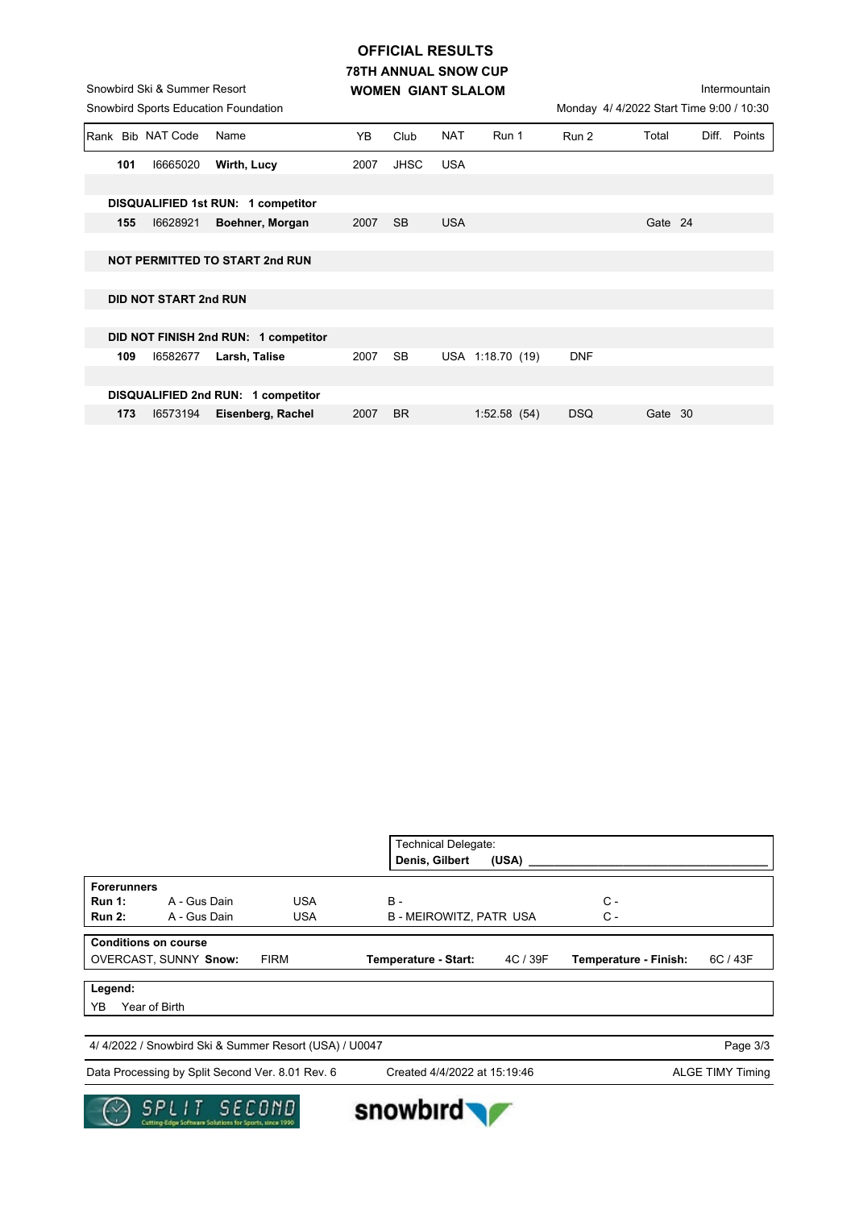# OFFICIAL RESULTS

## 78TH ANNUAL SNOW CUP

## WOMEN GIANT SLALOM

Snowbird Ski & Summer Resort | Intermountain

Snowbird Sports Education Foundation | Monday 4/ 4/2022 Start Time 9:00 / 10:30

| Rank | Bib | NAT Code | Name | YB | Club | NAT | Run 1 | Run 2 | Total | Diff. | Points |
|---|---|---|---|---|---|---|---|---|---|---|---|
| | **101** | I6665020 | **Wirth, Lucy** | 2007 | JHSC | USA | | | | | |
| | **DISQUALIFIED 1st RUN: 1 competitor** | | | | | | | | | | |
| | **155** | I6628921 | **Boehner, Morgan** | 2007 | SB | USA | | | Gate 24 | | |
| | **NOT PERMITTED TO START 2nd RUN** | | | | | | | | | | |
| | **DID NOT START 2nd RUN** | | | | | | | | | | |
| | **DID NOT FINISH 2nd RUN: 1 competitor** | | | | | | | | | | |
| | **109** | I6582677 | **Larsh, Talise** | 2007 | SB | USA | 1:18.70 (19) | DNF | | | |
| | **DISQUALIFIED 2nd RUN: 1 competitor** | | | | | | | | | | |
| | **173** | I6573194 | **Eisenberg, Rachel** | 2007 | BR | | 1:52.58 (54) | DSQ | Gate 30 | | |

Technical Delegate: **Denis, Gilbert (USA)**

| **Forerunners** | | | | |
|---|---|---|---|---|
| **Run 1:** | A - Gus Dain | USA | B - | C - |
| **Run 2:** | A - Gus Dain | USA | B - MEIROWITZ, PATR USA | C - |

**Conditions on course**

OVERCAST, SUNNY **Snow:** FIRM **Temperature - Start:** 4C / 39F **Temperature - Finish:** 6C / 43F

**Legend:**

YB Year of Birth

4/ 4/2022 / Snowbird Ski & Summer Resort (USA) / U0047

Data Processing by Split Second Ver. 8.01 Rev. 6 | Created 4/4/2022 at 15:19:46 | ALGE TIMY Timing